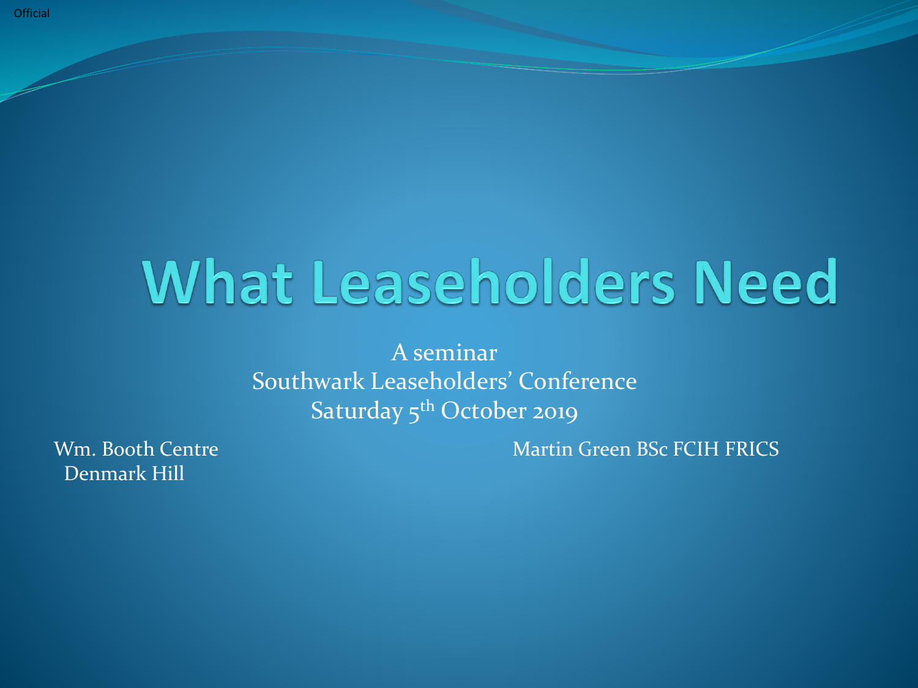# What Leaseholders Need

A seminar
Southwark Leaseholders' Conference
Saturday 5th October 2019

Wm. Booth Centre
Denmark Hill

Martin Green BSc FCIH FRICS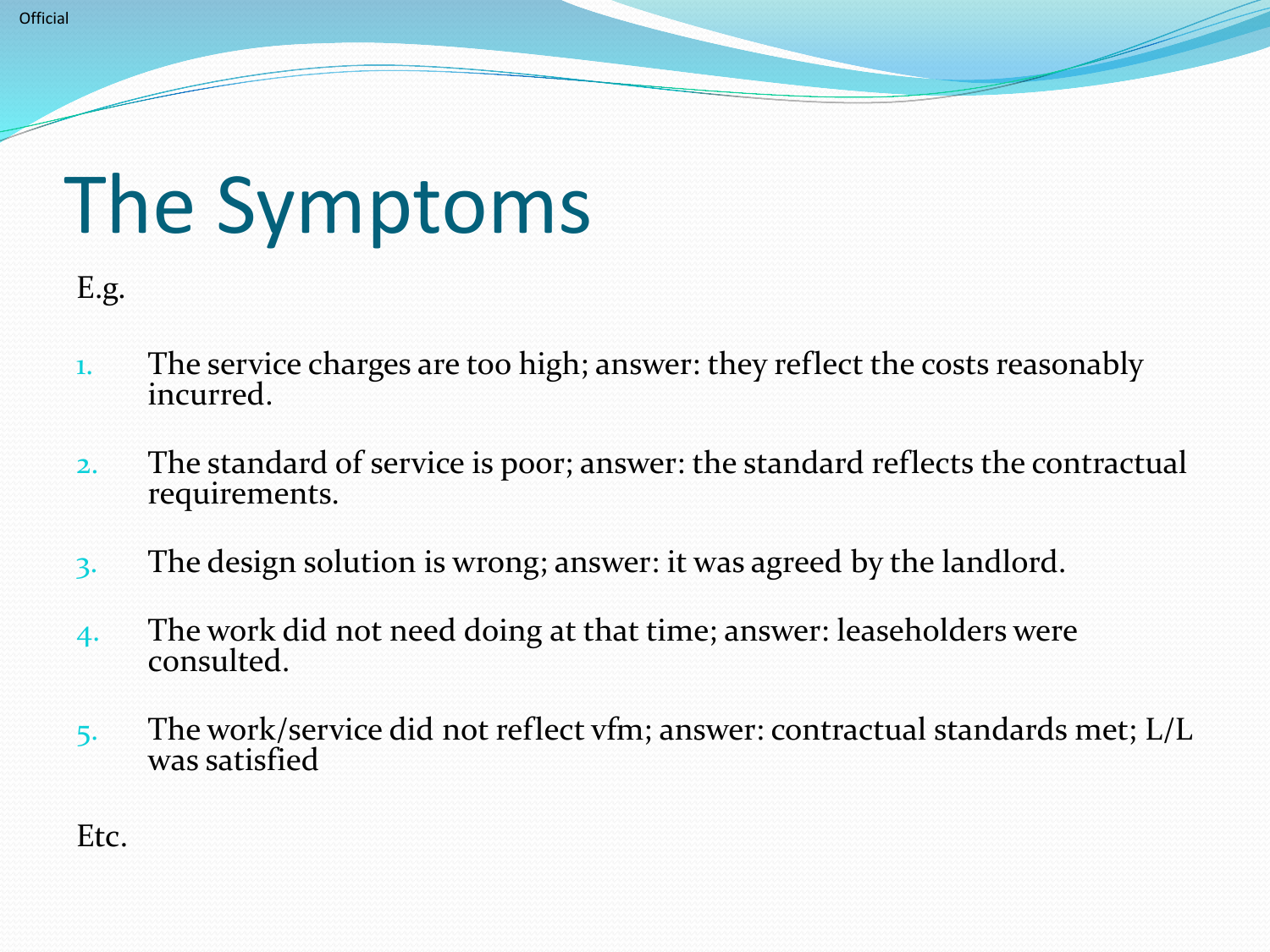# The Symptoms

E.g.

1. The service charges are too high; answer: they reflect the costs reasonably incurred.

2. The standard of service is poor; answer: the standard reflects the contractual requirements.

3. The design solution is wrong; answer: it was agreed by the landlord.

4. The work did not need doing at that time; answer: leaseholders were consulted.

5. The work/service did not reflect vfm; answer: contractual standards met; L/L was satisfied

Etc.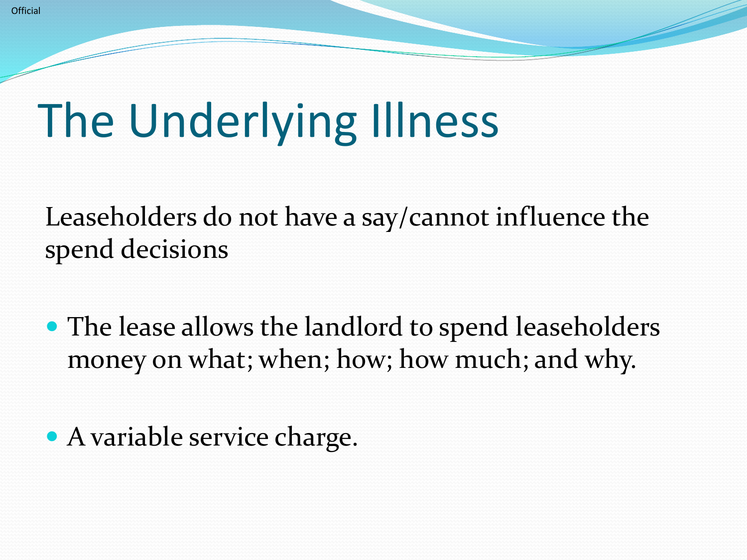# The Underlying Illness

Leaseholders do not have a say/cannot influence the spend decisions

- The lease allows the landlord to spend leaseholders money on what; when; how; how much; and why.
- A variable service charge.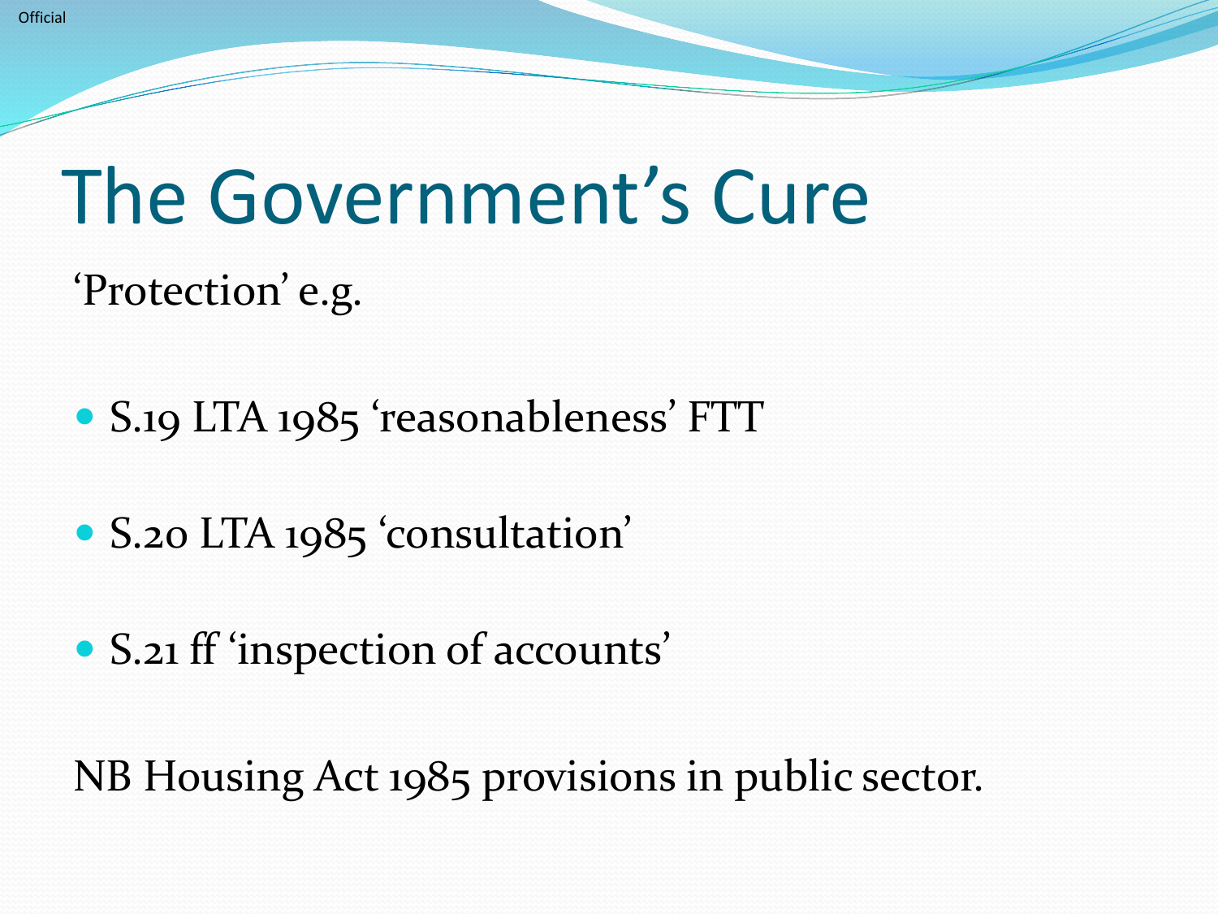# The Government's Cure

'Protection' e.g.

- S.19 LTA 1985 'reasonableness' FTT
- S.20 LTA 1985 'consultation'
- S.21 ff 'inspection of accounts'

NB Housing Act 1985 provisions in public sector.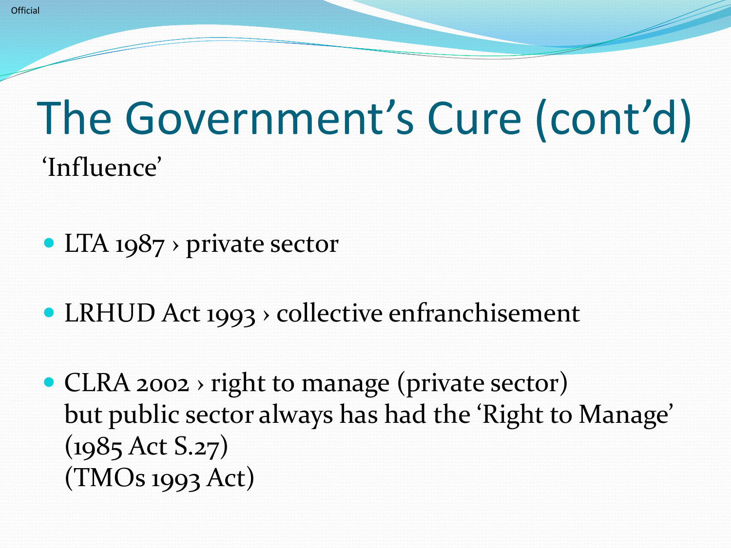# The Government’s Cure (cont’d)

‘Influence’

- LTA 1987 › private sector
- LRHUD Act 1993 › collective enfranchisement
- CLRA 2002 › right to manage (private sector)
  but public sector always has had the ‘Right to Manage’
  (1985 Act S.27)
  (TMOs 1993 Act)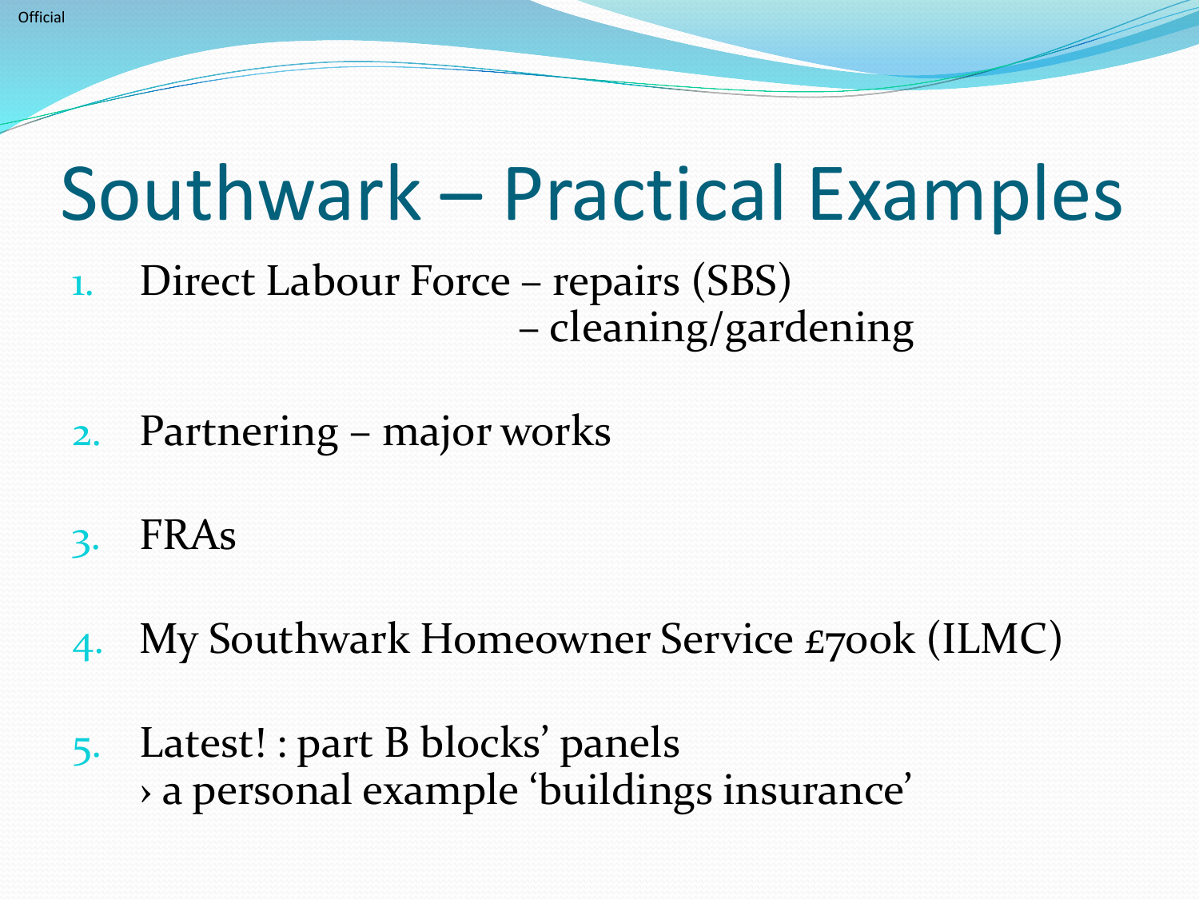# Southwark – Practical Examples

1. Direct Labour Force – repairs (SBS)
   – cleaning/gardening

2. Partnering – major works

3. FRAs

4. My Southwark Homeowner Service £700k (ILMC)

5. Latest! : part B blocks' panels
   › a personal example 'buildings insurance'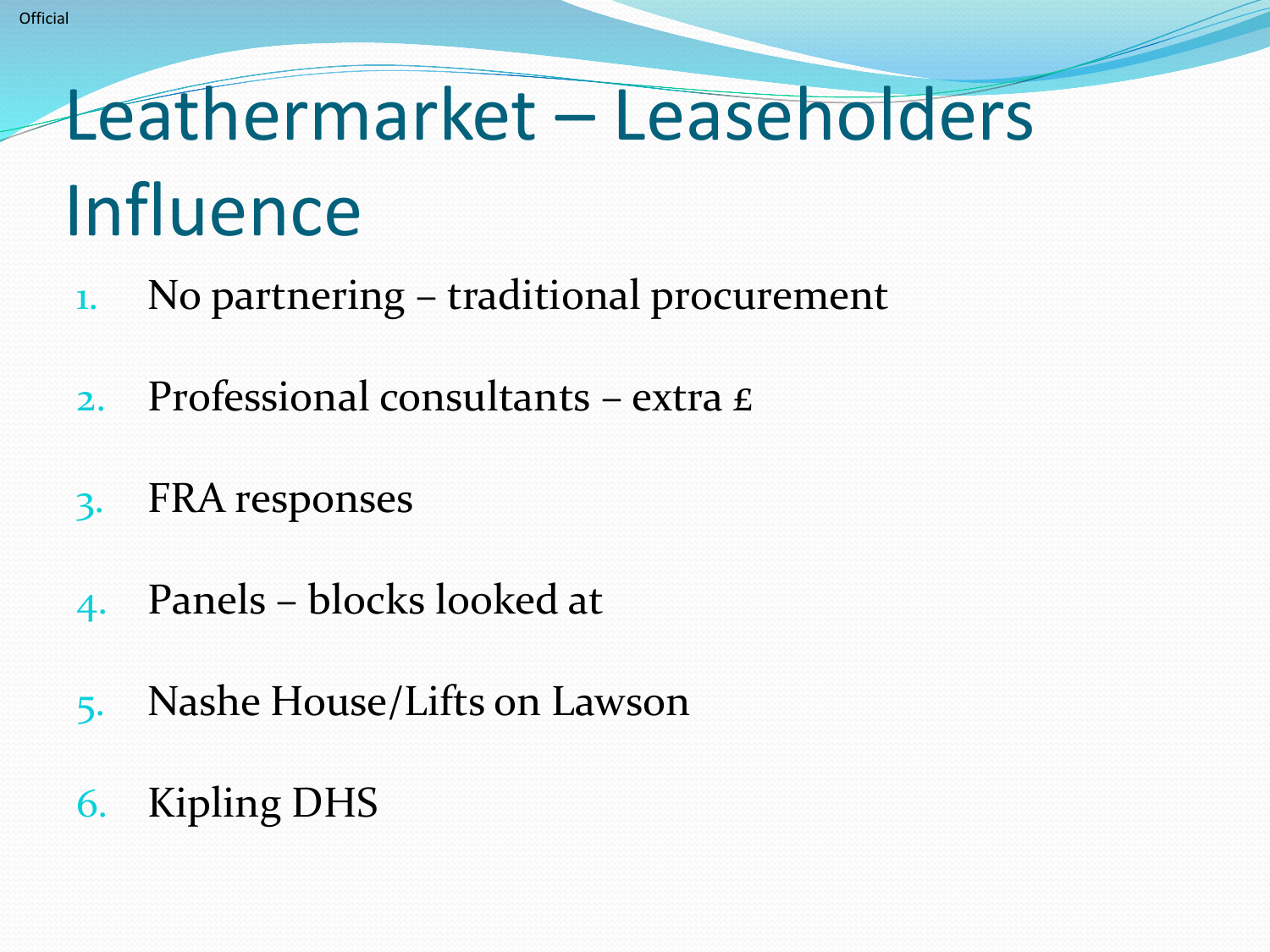# Leathermarket – Leaseholders Influence

1. No partnering – traditional procurement
2. Professional consultants – extra £
3. FRA responses
4. Panels – blocks looked at
5. Nashe House/Lifts on Lawson
6. Kipling DHS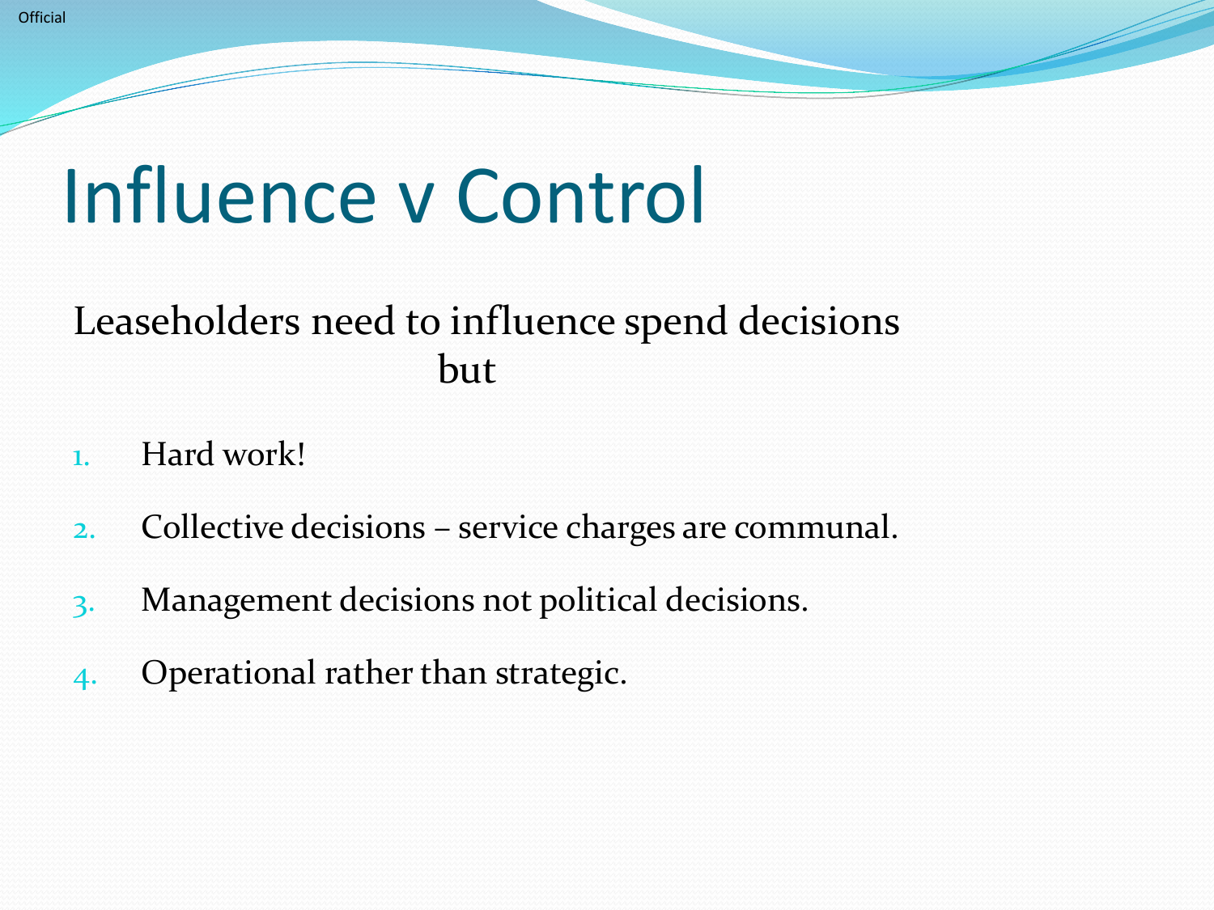# Influence v Control

Leaseholders need to influence spend decisions
but

1. Hard work!
2. Collective decisions – service charges are communal.
3. Management decisions not political decisions.
4. Operational rather than strategic.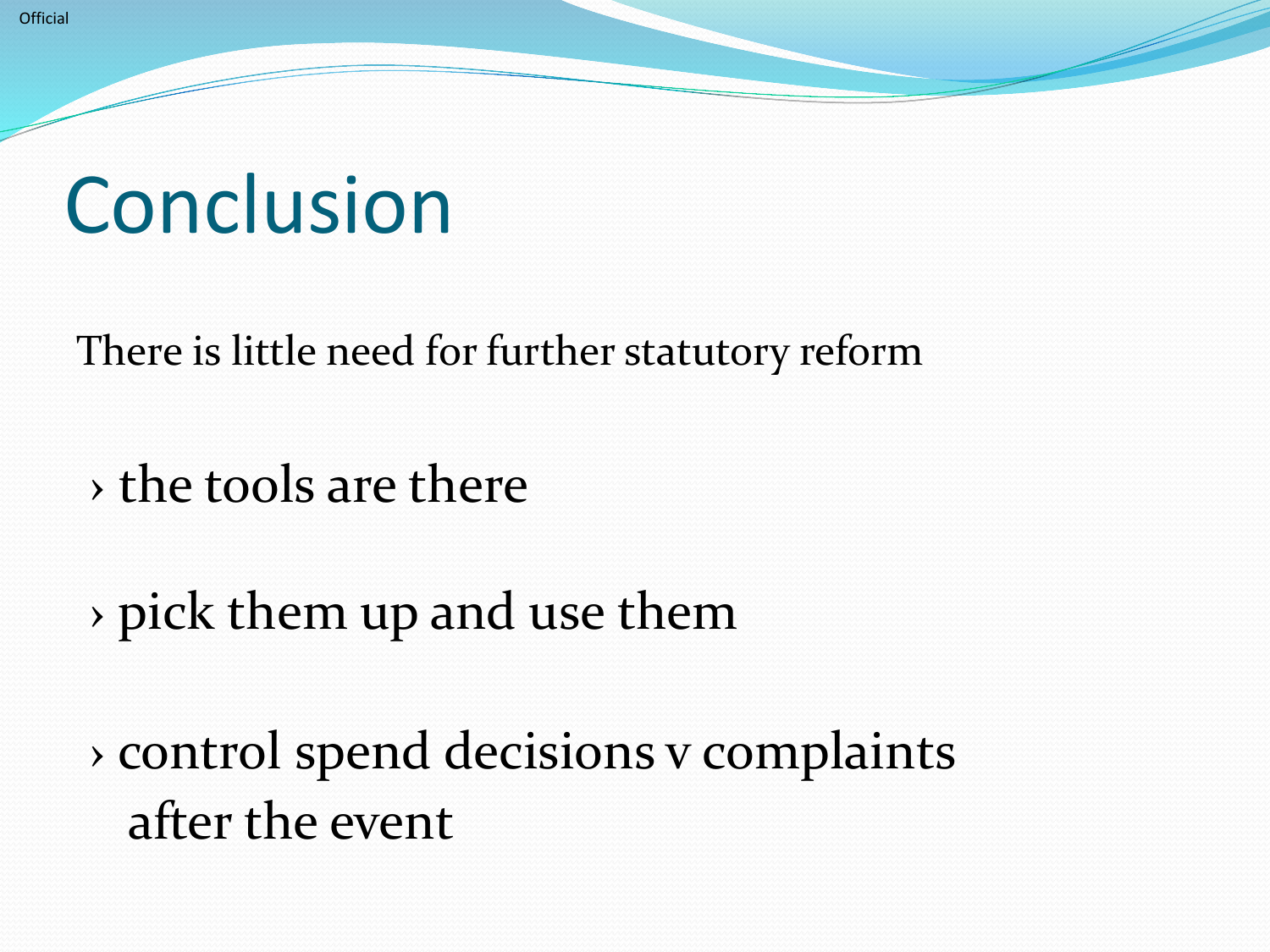# Conclusion

There is little need for further statutory reform

- the tools are there
- pick them up and use them
- control spend decisions v complaints after the event